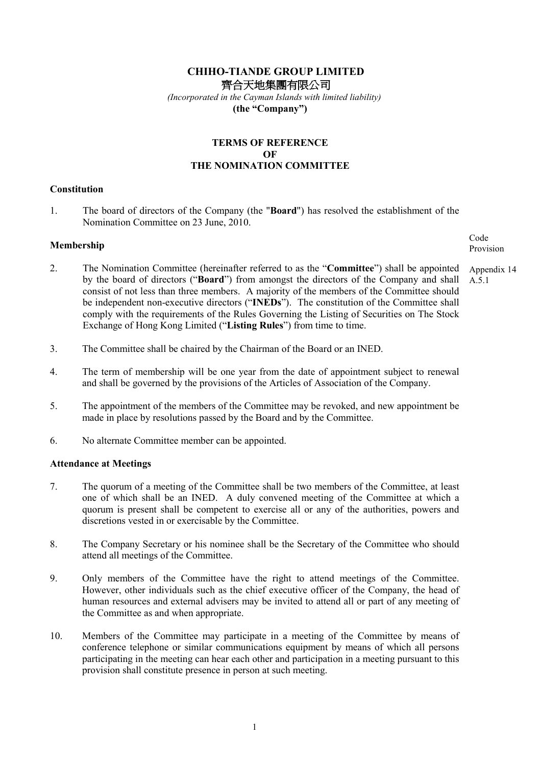**CHIHO-TIANDE GROUP LIMITED**
齊合天地集團有限公司
*(Incorporated in the Cayman Islands with limited liability)*
**(the "Company")**

# TERMS OF REFERENCE OF THE NOMINATION COMMITTEE

## Constitution

1. The board of directors of the Company (the "**Board**") has resolved the establishment of the Nomination Committee on 23 June, 2010.

## Membership

Code Provision

2. The Nomination Committee (hereinafter referred to as the "**Committee**") shall be appointed by the board of directors ("**Board**") from amongst the directors of the Company and shall consist of not less than three members. A majority of the members of the Committee should be independent non-executive directors ("**INEDs**"). The constitution of the Committee shall comply with the requirements of the Rules Governing the Listing of Securities on The Stock Exchange of Hong Kong Limited ("**Listing Rules**") from time to time. — Appendix 14 A.5.1

3. The Committee shall be chaired by the Chairman of the Board or an INED.

4. The term of membership will be one year from the date of appointment subject to renewal and shall be governed by the provisions of the Articles of Association of the Company.

5. The appointment of the members of the Committee may be revoked, and new appointment be made in place by resolutions passed by the Board and by the Committee.

6. No alternate Committee member can be appointed.

## Attendance at Meetings

7. The quorum of a meeting of the Committee shall be two members of the Committee, at least one of which shall be an INED. A duly convened meeting of the Committee at which a quorum is present shall be competent to exercise all or any of the authorities, powers and discretions vested in or exercisable by the Committee.

8. The Company Secretary or his nominee shall be the Secretary of the Committee who should attend all meetings of the Committee.

9. Only members of the Committee have the right to attend meetings of the Committee. However, other individuals such as the chief executive officer of the Company, the head of human resources and external advisers may be invited to attend all or part of any meeting of the Committee as and when appropriate.

10. Members of the Committee may participate in a meeting of the Committee by means of conference telephone or similar communications equipment by means of which all persons participating in the meeting can hear each other and participation in a meeting pursuant to this provision shall constitute presence in person at such meeting.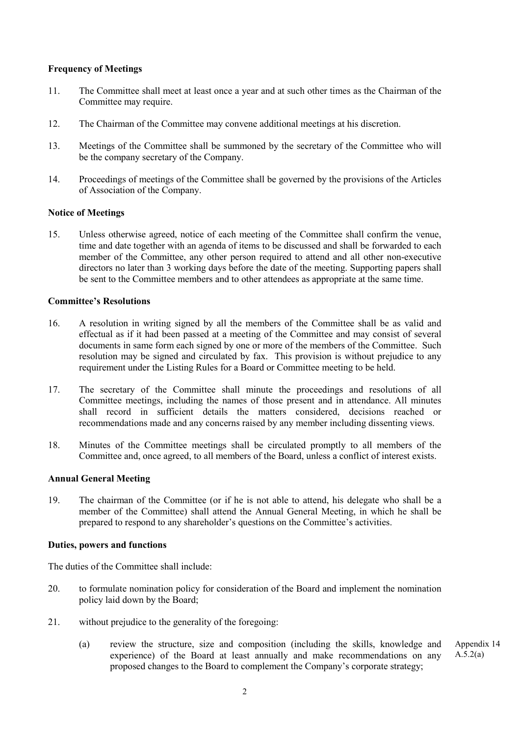**Frequency of Meetings**

11. The Committee shall meet at least once a year and at such other times as the Chairman of the Committee may require.

12. The Chairman of the Committee may convene additional meetings at his discretion.

13. Meetings of the Committee shall be summoned by the secretary of the Committee who will be the company secretary of the Company.

14. Proceedings of meetings of the Committee shall be governed by the provisions of the Articles of Association of the Company.

**Notice of Meetings**

15. Unless otherwise agreed, notice of each meeting of the Committee shall confirm the venue, time and date together with an agenda of items to be discussed and shall be forwarded to each member of the Committee, any other person required to attend and all other non-executive directors no later than 3 working days before the date of the meeting. Supporting papers shall be sent to the Committee members and to other attendees as appropriate at the same time.

**Committee's Resolutions**

16. A resolution in writing signed by all the members of the Committee shall be as valid and effectual as if it had been passed at a meeting of the Committee and may consist of several documents in same form each signed by one or more of the members of the Committee. Such resolution may be signed and circulated by fax. This provision is without prejudice to any requirement under the Listing Rules for a Board or Committee meeting to be held.

17. The secretary of the Committee shall minute the proceedings and resolutions of all Committee meetings, including the names of those present and in attendance. All minutes shall record in sufficient details the matters considered, decisions reached or recommendations made and any concerns raised by any member including dissenting views.

18. Minutes of the Committee meetings shall be circulated promptly to all members of the Committee and, once agreed, to all members of the Board, unless a conflict of interest exists.

**Annual General Meeting**

19. The chairman of the Committee (or if he is not able to attend, his delegate who shall be a member of the Committee) shall attend the Annual General Meeting, in which he shall be prepared to respond to any shareholder's questions on the Committee's activities.

**Duties, powers and functions**

The duties of the Committee shall include:

20. to formulate nomination policy for consideration of the Board and implement the nomination policy laid down by the Board;

21. without prejudice to the generality of the foregoing:

    (a) review the structure, size and composition (including the skills, knowledge and experience) of the Board at least annually and make recommendations on any proposed changes to the Board to complement the Company's corporate strategy; *Appendix 14 A.5.2(a)*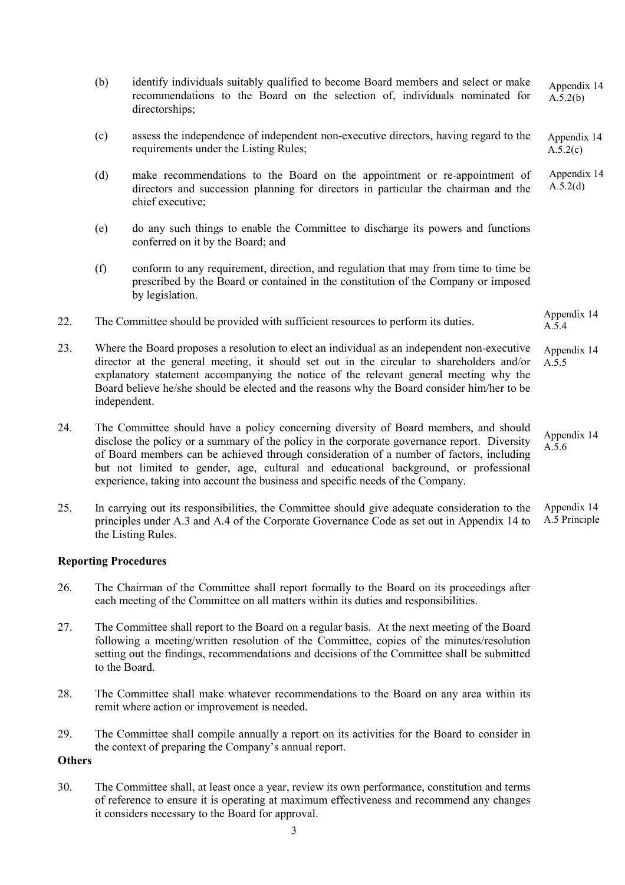(b) identify individuals suitably qualified to become Board members and select or make recommendations to the Board on the selection of, individuals nominated for directorships; Appendix 14 A.5.2(b)

(c) assess the independence of independent non-executive directors, having regard to the requirements under the Listing Rules; Appendix 14 A.5.2(c)

(d) make recommendations to the Board on the appointment or re-appointment of directors and succession planning for directors in particular the chairman and the chief executive; Appendix 14 A.5.2(d)

(e) do any such things to enable the Committee to discharge its powers and functions conferred on it by the Board; and

(f) conform to any requirement, direction, and regulation that may from time to time be prescribed by the Board or contained in the constitution of the Company or imposed by legislation.

22. The Committee should be provided with sufficient resources to perform its duties. Appendix 14 A.5.4

23. Where the Board proposes a resolution to elect an individual as an independent non-executive director at the general meeting, it should set out in the circular to shareholders and/or explanatory statement accompanying the notice of the relevant general meeting why the Board believe he/she should be elected and the reasons why the Board consider him/her to be independent. Appendix 14 A.5.5

24. The Committee should have a policy concerning diversity of Board members, and should disclose the policy or a summary of the policy in the corporate governance report. Diversity of Board members can be achieved through consideration of a number of factors, including but not limited to gender, age, cultural and educational background, or professional experience, taking into account the business and specific needs of the Company. Appendix 14 A.5.6

25. In carrying out its responsibilities, the Committee should give adequate consideration to the principles under A.3 and A.4 of the Corporate Governance Code as set out in Appendix 14 to the Listing Rules. Appendix 14 A.5 Principle

**Reporting Procedures**

26. The Chairman of the Committee shall report formally to the Board on its proceedings after each meeting of the Committee on all matters within its duties and responsibilities.

27. The Committee shall report to the Board on a regular basis. At the next meeting of the Board following a meeting/written resolution of the Committee, copies of the minutes/resolution setting out the findings, recommendations and decisions of the Committee shall be submitted to the Board.

28. The Committee shall make whatever recommendations to the Board on any area within its remit where action or improvement is needed.

29. The Committee shall compile annually a report on its activities for the Board to consider in the context of preparing the Company's annual report.

**Others**

30. The Committee shall, at least once a year, review its own performance, constitution and terms of reference to ensure it is operating at maximum effectiveness and recommend any changes it considers necessary to the Board for approval.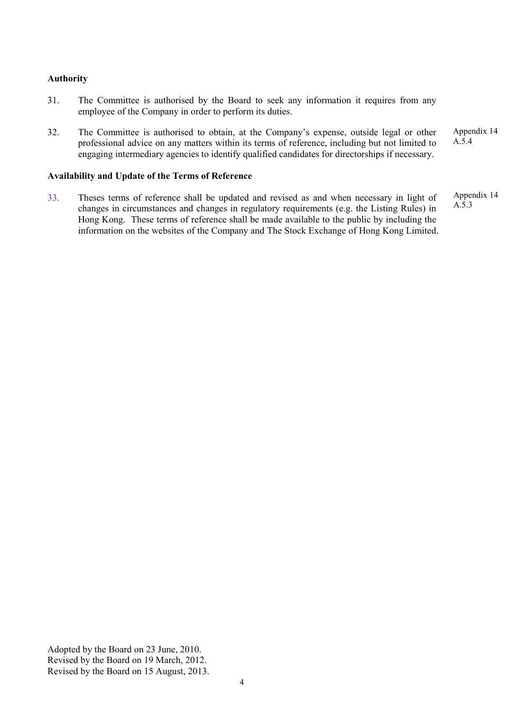**Authority**

31. The Committee is authorised by the Board to seek any information it requires from any employee of the Company in order to perform its duties.

32. The Committee is authorised to obtain, at the Company's expense, outside legal or other professional advice on any matters within its terms of reference, including but not limited to engaging intermediary agencies to identify qualified candidates for directorships if necessary. Appendix 14 A.5.4

**Availability and Update of the Terms of Reference**

33. Theses terms of reference shall be updated and revised as and when necessary in light of changes in circumstances and changes in regulatory requirements (e.g. the Listing Rules) in Hong Kong. These terms of reference shall be made available to the public by including the information on the websites of the Company and The Stock Exchange of Hong Kong Limited. Appendix 14 A.5.3

Adopted by the Board on 23 June, 2010.
Revised by the Board on 19 March, 2012.
Revised by the Board on 15 August, 2013.